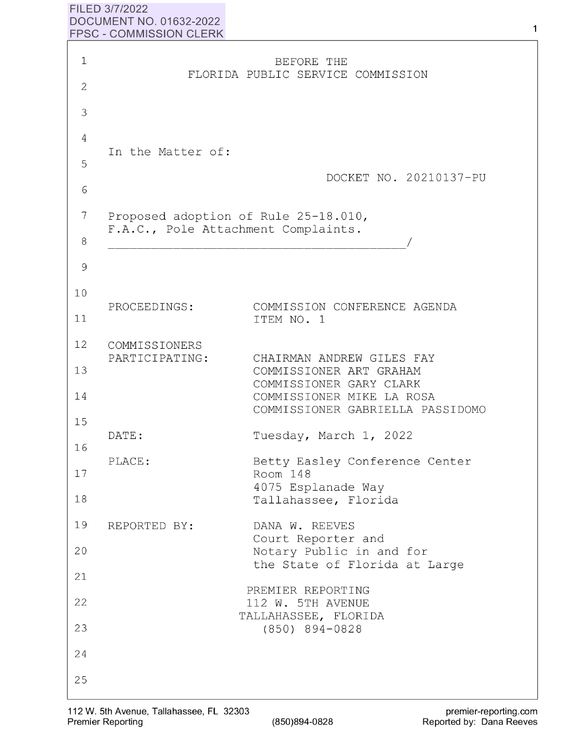FILED 3/7/2022
DOCUMENT NO. 01632-2022
FPSC - COMMISSION CLERK

BEFORE THE
FLORIDA PUBLIC SERVICE COMMISSION

In the Matter of:

DOCKET NO. 20210137-PU

Proposed adoption of Rule 25-18.010, F.A.C., Pole Attachment Complaints.
_________________________________________/

PROCEEDINGS: COMMISSION CONFERENCE AGENDA ITEM NO. 1

COMMISSIONERS PARTICIPATING:
CHAIRMAN ANDREW GILES FAY
COMMISSIONER ART GRAHAM
COMMISSIONER GARY CLARK
COMMISSIONER MIKE LA ROSA
COMMISSIONER GABRIELLA PASSIDOMO

DATE: Tuesday, March 1, 2022

PLACE: Betty Easley Conference Center
Room 148
4075 Esplanade Way
Tallahassee, Florida

REPORTED BY: DANA W. REEVES
Court Reporter and
Notary Public in and for
the State of Florida at Large

PREMIER REPORTING
112 W. 5TH AVENUE
TALLAHASSEE, FLORIDA
(850) 894-0828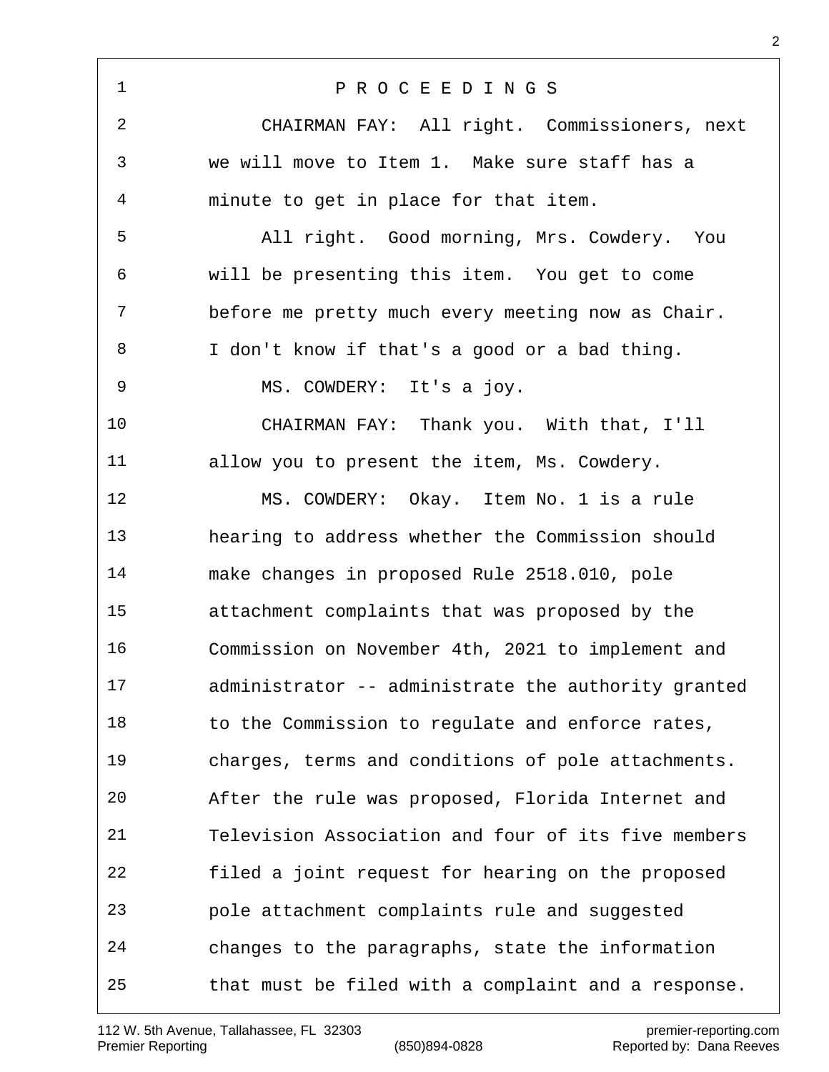P R O C E E D I N G S

CHAIRMAN FAY: All right. Commissioners, next we will move to Item 1. Make sure staff has a minute to get in place for that item.

All right. Good morning, Mrs. Cowdery. You will be presenting this item. You get to come before me pretty much every meeting now as Chair. I don't know if that's a good or a bad thing.

MS. COWDERY: It's a joy.

CHAIRMAN FAY: Thank you. With that, I'll allow you to present the item, Ms. Cowdery.

MS. COWDERY: Okay. Item No. 1 is a rule hearing to address whether the Commission should make changes in proposed Rule 2518.010, pole attachment complaints that was proposed by the Commission on November 4th, 2021 to implement and administrator -- administrate the authority granted to the Commission to regulate and enforce rates, charges, terms and conditions of pole attachments. After the rule was proposed, Florida Internet and Television Association and four of its five members filed a joint request for hearing on the proposed pole attachment complaints rule and suggested changes to the paragraphs, state the information that must be filed with a complaint and a response.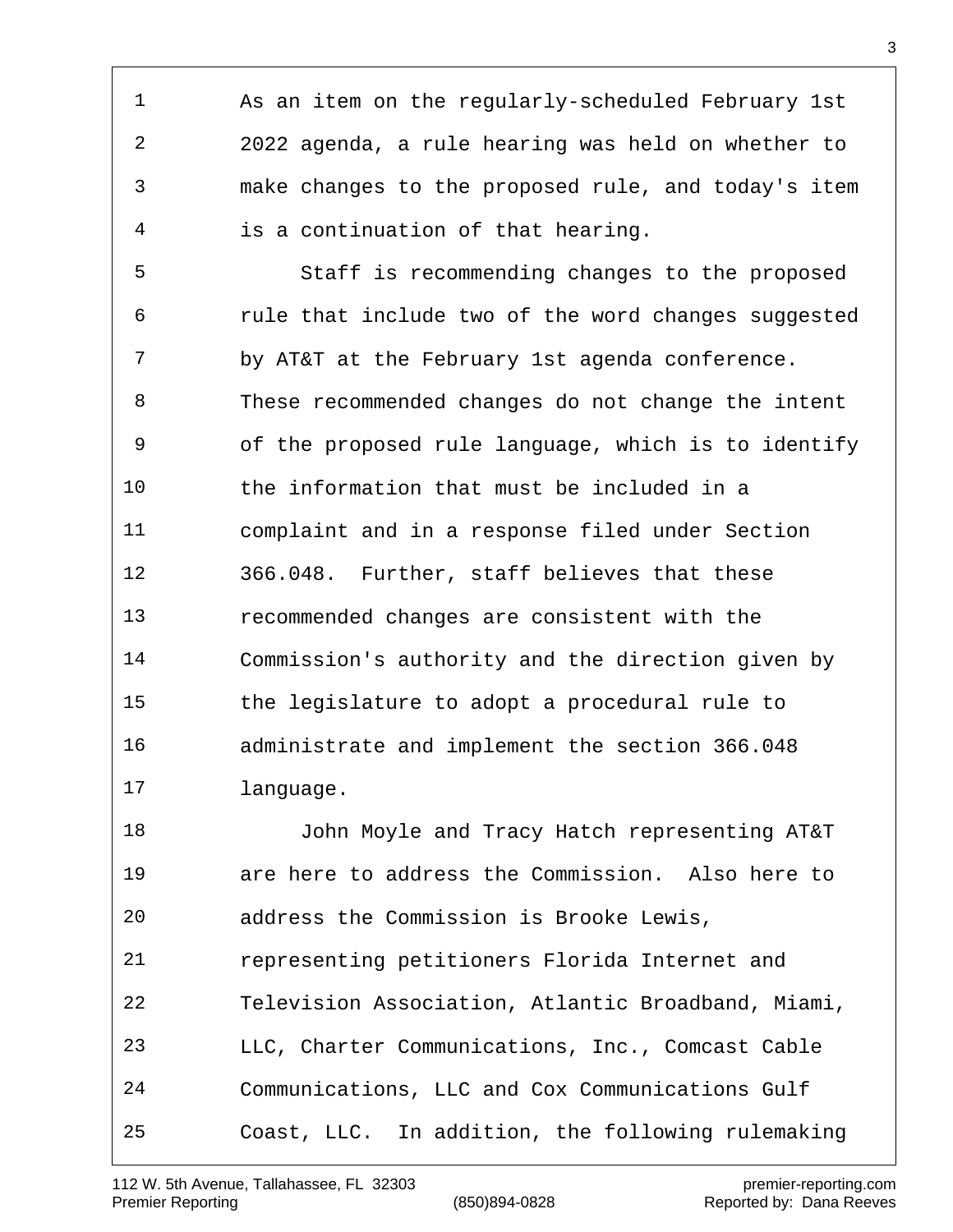As an item on the regularly-scheduled February 1st 2022 agenda, a rule hearing was held on whether to make changes to the proposed rule, and today's item is a continuation of that hearing.

Staff is recommending changes to the proposed rule that include two of the word changes suggested by AT&T at the February 1st agenda conference. These recommended changes do not change the intent of the proposed rule language, which is to identify the information that must be included in a complaint and in a response filed under Section 366.048. Further, staff believes that these recommended changes are consistent with the Commission's authority and the direction given by the legislature to adopt a procedural rule to administrate and implement the section 366.048 language.

John Moyle and Tracy Hatch representing AT&T are here to address the Commission. Also here to address the Commission is Brooke Lewis, representing petitioners Florida Internet and Television Association, Atlantic Broadband, Miami, LLC, Charter Communications, Inc., Comcast Cable Communications, LLC and Cox Communications Gulf Coast, LLC. In addition, the following rulemaking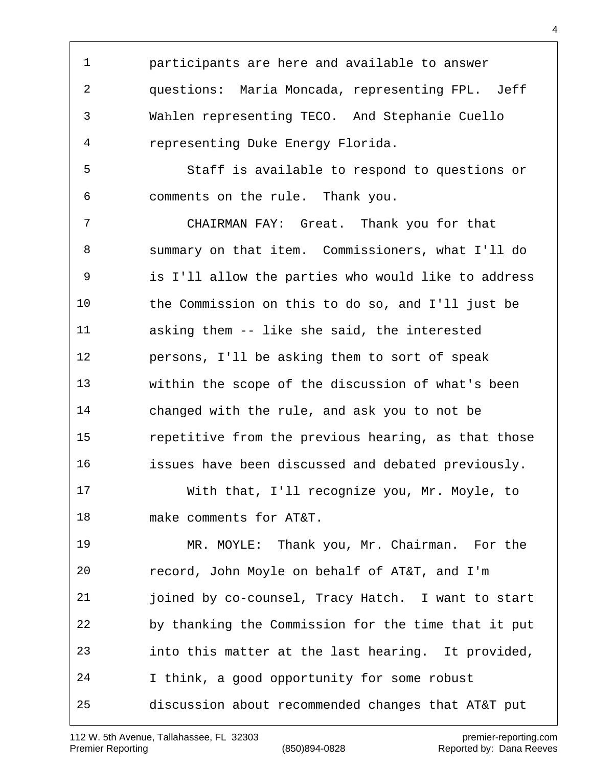1 participants are here and available to answer
2 questions: Maria Moncada, representing FPL. Jeff
3 Wahlen representing TECO. And Stephanie Cuello
4 representing Duke Energy Florida.
5 Staff is available to respond to questions or
6 comments on the rule. Thank you.
7 CHAIRMAN FAY: Great. Thank you for that
8 summary on that item. Commissioners, what I'll do
9 is I'll allow the parties who would like to address
10 the Commission on this to do so, and I'll just be
11 asking them -- like she said, the interested
12 persons, I'll be asking them to sort of speak
13 within the scope of the discussion of what's been
14 changed with the rule, and ask you to not be
15 repetitive from the previous hearing, as that those
16 issues have been discussed and debated previously.
17 With that, I'll recognize you, Mr. Moyle, to
18 make comments for AT&T.
19 MR. MOYLE: Thank you, Mr. Chairman. For the
20 record, John Moyle on behalf of AT&T, and I'm
21 joined by co-counsel, Tracy Hatch. I want to start
22 by thanking the Commission for the time that it put
23 into this matter at the last hearing. It provided,
24 I think, a good opportunity for some robust
25 discussion about recommended changes that AT&T put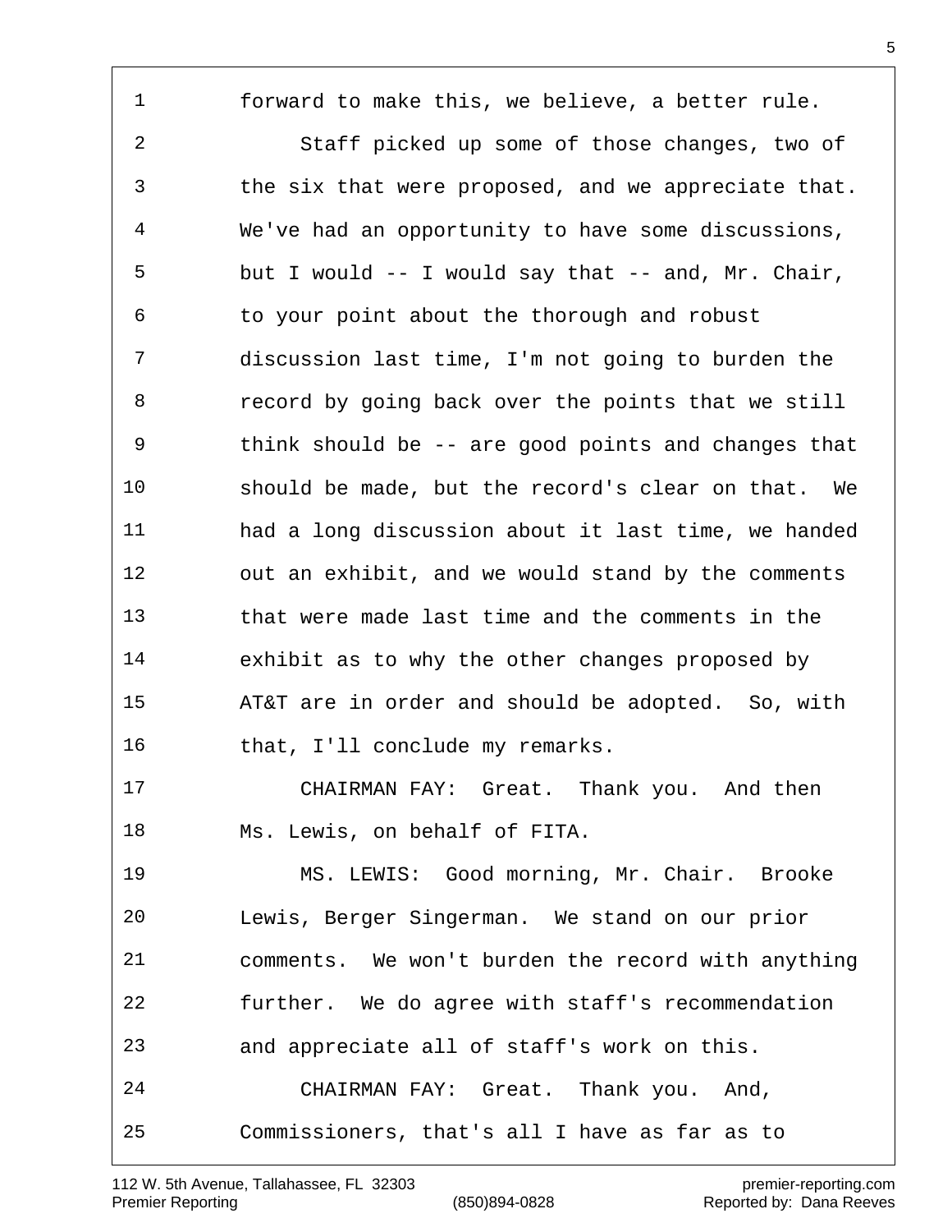forward to make this, we believe, a better rule.

Staff picked up some of those changes, two of the six that were proposed, and we appreciate that. We've had an opportunity to have some discussions, but I would -- I would say that -- and, Mr. Chair, to your point about the thorough and robust discussion last time, I'm not going to burden the record by going back over the points that we still think should be -- are good points and changes that should be made, but the record's clear on that. We had a long discussion about it last time, we handed out an exhibit, and we would stand by the comments that were made last time and the comments in the exhibit as to why the other changes proposed by AT&T are in order and should be adopted. So, with that, I'll conclude my remarks.

CHAIRMAN FAY: Great. Thank you. And then Ms. Lewis, on behalf of FITA.

MS. LEWIS: Good morning, Mr. Chair. Brooke Lewis, Berger Singerman. We stand on our prior comments. We won't burden the record with anything further. We do agree with staff's recommendation and appreciate all of staff's work on this.

CHAIRMAN FAY: Great. Thank you. And, Commissioners, that's all I have as far as to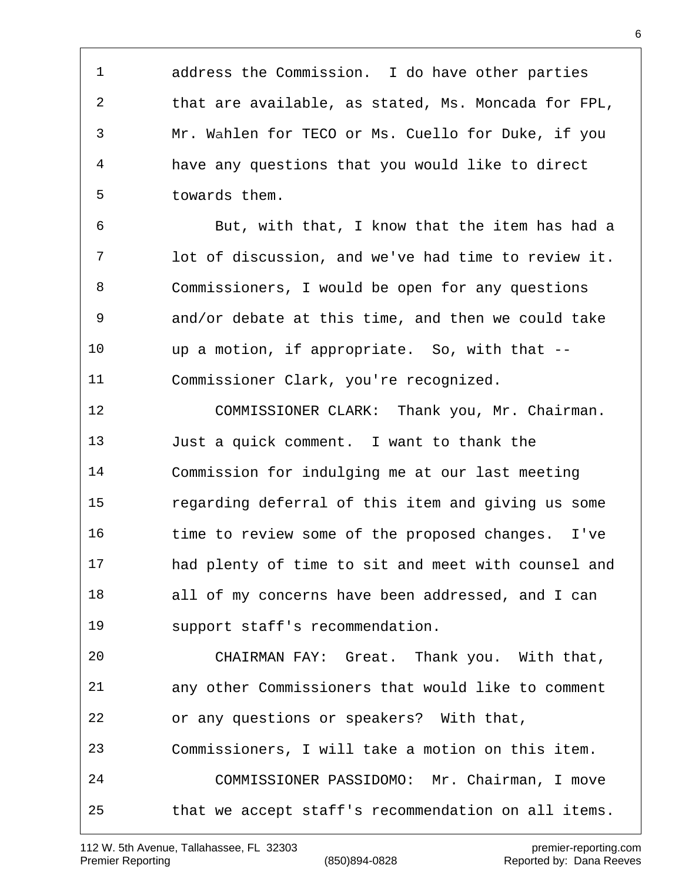address the Commission. I do have other parties that are available, as stated, Ms. Moncada for FPL, Mr. Wahlen for TECO or Ms. Cuello for Duke, if you have any questions that you would like to direct towards them.

But, with that, I know that the item has had a lot of discussion, and we've had time to review it. Commissioners, I would be open for any questions and/or debate at this time, and then we could take up a motion, if appropriate. So, with that -- Commissioner Clark, you're recognized.

COMMISSIONER CLARK: Thank you, Mr. Chairman. Just a quick comment. I want to thank the Commission for indulging me at our last meeting regarding deferral of this item and giving us some time to review some of the proposed changes. I've had plenty of time to sit and meet with counsel and all of my concerns have been addressed, and I can support staff's recommendation.

CHAIRMAN FAY: Great. Thank you. With that, any other Commissioners that would like to comment or any questions or speakers? With that, Commissioners, I will take a motion on this item.

COMMISSIONER PASSIDOMO: Mr. Chairman, I move that we accept staff's recommendation on all items.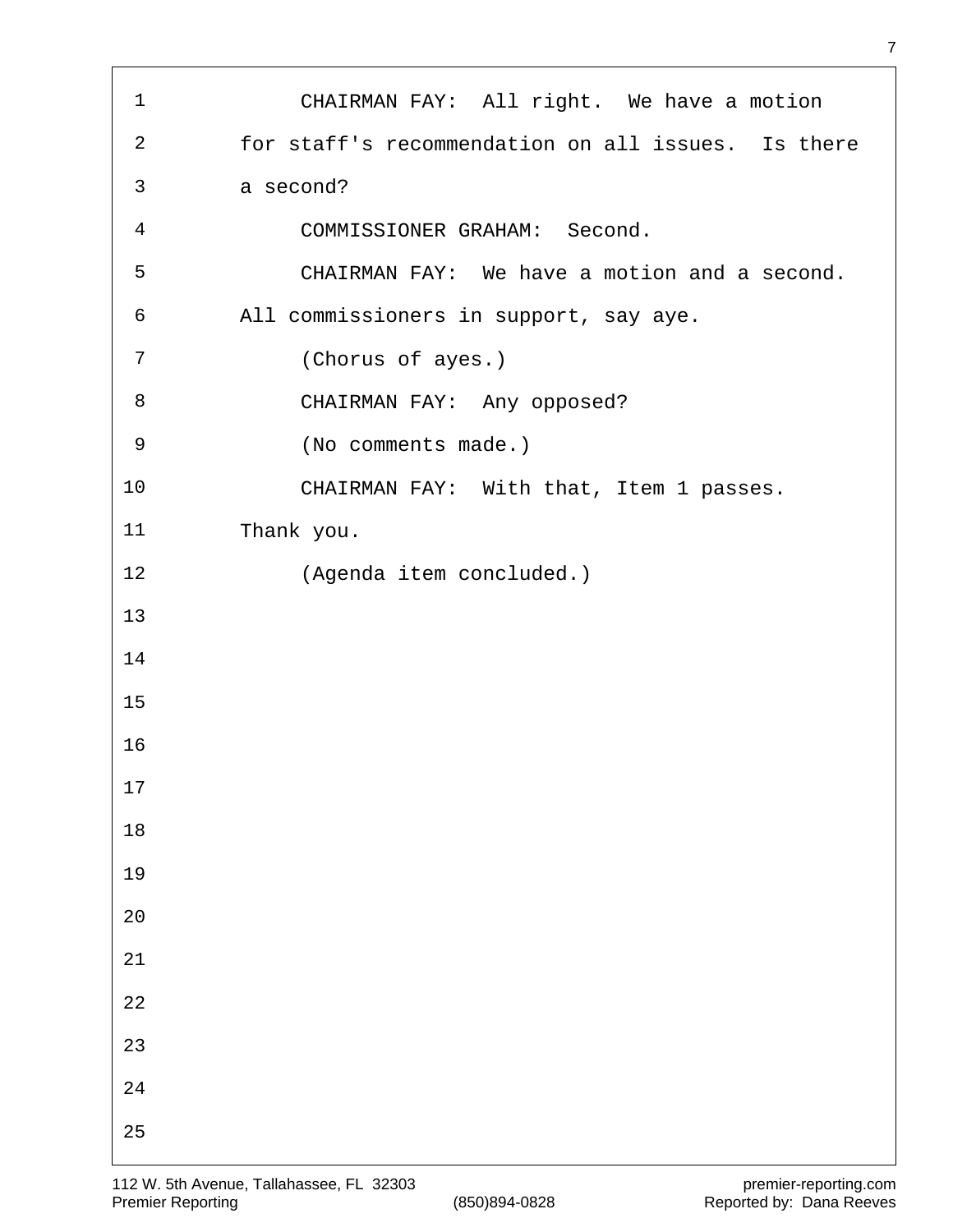CHAIRMAN FAY: All right. We have a motion for staff's recommendation on all issues. Is there a second?

COMMISSIONER GRAHAM: Second.

CHAIRMAN FAY: We have a motion and a second. All commissioners in support, say aye.

(Chorus of ayes.)

CHAIRMAN FAY: Any opposed?

(No comments made.)

CHAIRMAN FAY: With that, Item 1 passes. Thank you.

(Agenda item concluded.)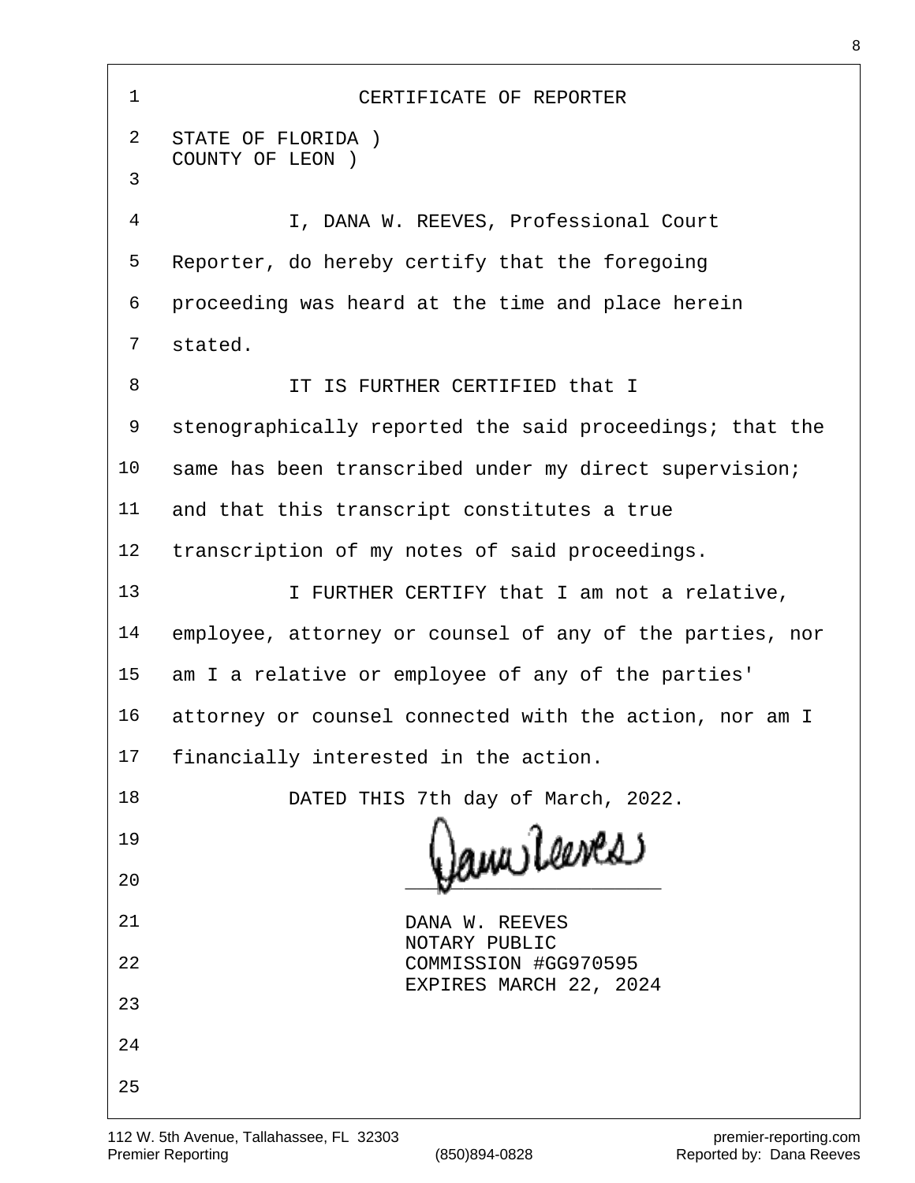# CERTIFICATE OF REPORTER

STATE OF FLORIDA )
COUNTY OF LEON )

I, DANA W. REEVES, Professional Court Reporter, do hereby certify that the foregoing proceeding was heard at the time and place herein stated.

IT IS FURTHER CERTIFIED that I stenographically reported the said proceedings; that the same has been transcribed under my direct supervision; and that this transcript constitutes a true transcription of my notes of said proceedings.

I FURTHER CERTIFY that I am not a relative, employee, attorney or counsel of any of the parties, nor am I a relative or employee of any of the parties' attorney or counsel connected with the action, nor am I financially interested in the action.

DATED THIS 7th day of March, 2022.

Dana Reeves

DANA W. REEVES
NOTARY PUBLIC
COMMISSION #GG970595
EXPIRES MARCH 22, 2024